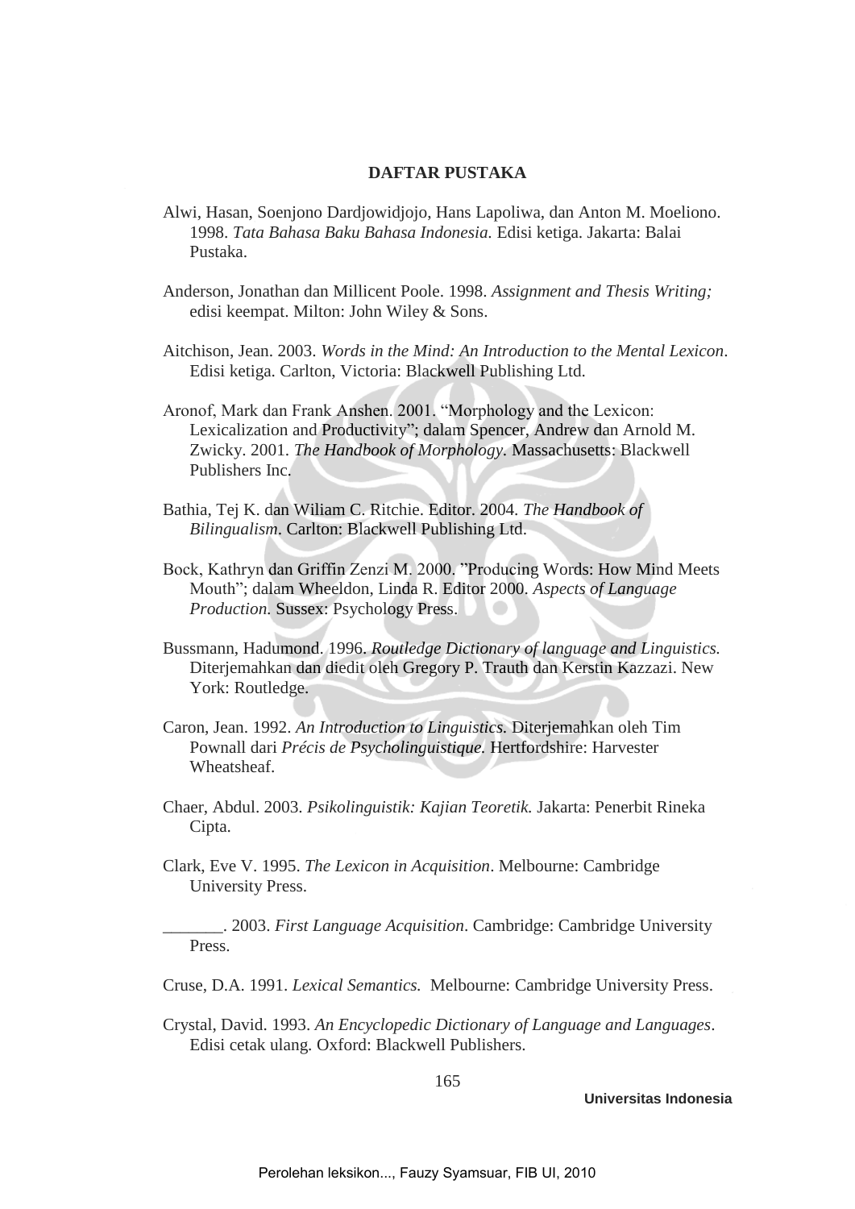## DAFTAR PUSTAKA

Alwi, Hasan, Soenjono Dardjowidjojo, Hans Lapoliwa, dan Anton M. Moeliono. 1998. *Tata Bahasa Baku Bahasa Indonesia.* Edisi ketiga. Jakarta: Balai Pustaka.

Anderson, Jonathan dan Millicent Poole. 1998. *Assignment and Thesis Writing;* edisi keempat. Milton: John Wiley & Sons.

Aitchison, Jean. 2003. *Words in the Mind: An Introduction to the Mental Lexicon*. Edisi ketiga. Carlton, Victoria: Blackwell Publishing Ltd.

Aronof, Mark dan Frank Anshen. 2001. "Morphology and the Lexicon: Lexicalization and Productivity"; dalam Spencer, Andrew dan Arnold M. Zwicky. 2001. *The Handbook of Morphology.* Massachusetts: Blackwell Publishers Inc.

Bathia, Tej K. dan Wiliam C. Ritchie. Editor. 2004. *The Handbook of Bilingualism*. Carlton: Blackwell Publishing Ltd.

Bock, Kathryn dan Griffin Zenzi M. 2000. "Producing Words: How Mind Meets Mouth"; dalam Wheeldon, Linda R. Editor 2000. *Aspects of Language Production.* Sussex: Psychology Press.

Bussmann, Hadumond. 1996. *Routledge Dictionary of language and Linguistics.* Diterjemahkan dan diedit oleh Gregory P. Trauth dan Kerstin Kazzazi. New York: Routledge.

Caron, Jean. 1992. *An Introduction to Linguistics.* Diterjemahkan oleh Tim Pownall dari *Précis de Psycholinguistique.* Hertfordshire: Harvester Wheatsheaf.

Chaer, Abdul. 2003. *Psikolinguistik: Kajian Teoretik.* Jakarta: Penerbit Rineka Cipta.

Clark, Eve V. 1995. *The Lexicon in Acquisition*. Melbourne: Cambridge University Press.

_______. 2003. *First Language Acquisition*. Cambridge: Cambridge University Press.

Cruse, D.A. 1991. *Lexical Semantics.* Melbourne: Cambridge University Press.

Crystal, David. 1993. *An Encyclopedic Dictionary of Language and Languages*. Edisi cetak ulang. Oxford: Blackwell Publishers.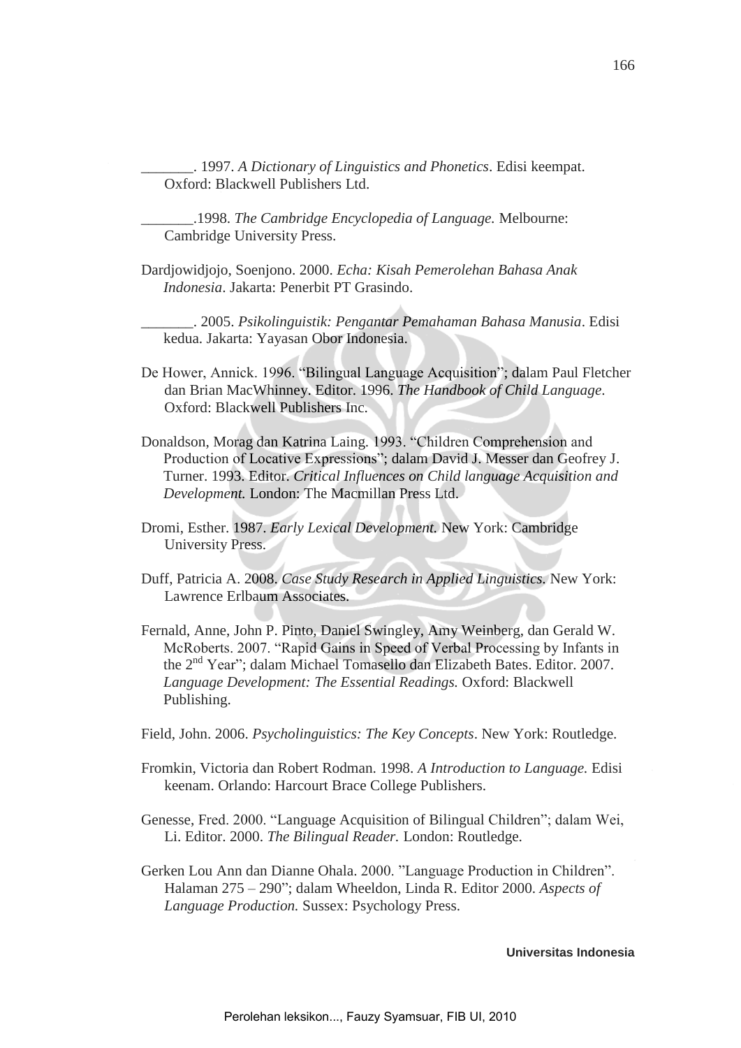_______. 1997. *A Dictionary of Linguistics and Phonetics*. Edisi keempat. Oxford: Blackwell Publishers Ltd.

_______.1998. *The Cambridge Encyclopedia of Language.* Melbourne: Cambridge University Press.

Dardjowidjojo, Soenjono. 2000. *Echa: Kisah Pemerolehan Bahasa Anak Indonesia*. Jakarta: Penerbit PT Grasindo.

_______. 2005. *Psikolinguistik: Pengantar Pemahaman Bahasa Manusia*. Edisi kedua. Jakarta: Yayasan Obor Indonesia.

De Hower, Annick. 1996. "Bilingual Language Acquisition"; dalam Paul Fletcher dan Brian MacWhinney. Editor. 1996. *The Handbook of Child Language*. Oxford: Blackwell Publishers Inc.

Donaldson, Morag dan Katrina Laing. 1993. "Children Comprehension and Production of Locative Expressions"; dalam David J. Messer dan Geofrey J. Turner. 1993. Editor. *Critical Influences on Child language Acquisition and Development.* London: The Macmillan Press Ltd.

Dromi, Esther. 1987. *Early Lexical Development.* New York: Cambridge University Press.

Duff, Patricia A. 2008. *Case Study Research in Applied Linguistics.* New York: Lawrence Erlbaum Associates.

Fernald, Anne, John P. Pinto, Daniel Swingley, Amy Weinberg, dan Gerald W. McRoberts. 2007. "Rapid Gains in Speed of Verbal Processing by Infants in the 2nd Year"; dalam Michael Tomasello dan Elizabeth Bates. Editor. 2007. *Language Development: The Essential Readings.* Oxford: Blackwell Publishing.

Field, John. 2006. *Psycholinguistics: The Key Concepts*. New York: Routledge.

Fromkin, Victoria dan Robert Rodman. 1998. *A Introduction to Language.* Edisi keenam. Orlando: Harcourt Brace College Publishers.

Genesse, Fred. 2000. "Language Acquisition of Bilingual Children"; dalam Wei, Li. Editor. 2000. *The Bilingual Reader.* London: Routledge.

Gerken Lou Ann dan Dianne Ohala. 2000. "Language Production in Children". Halaman 275 – 290"; dalam Wheeldon, Linda R. Editor 2000. *Aspects of Language Production.* Sussex: Psychology Press.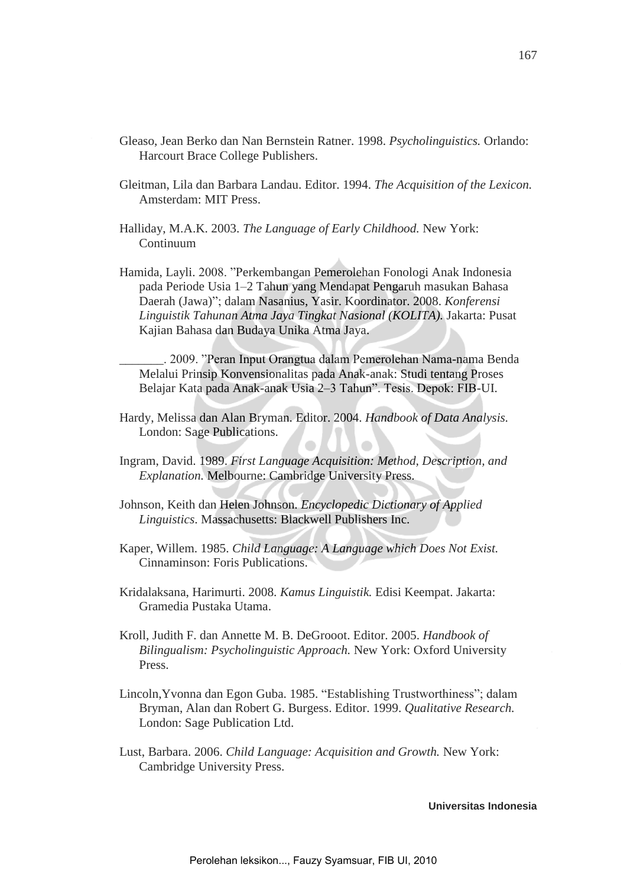Gleaso, Jean Berko dan Nan Bernstein Ratner. 1998. *Psycholinguistics.* Orlando: Harcourt Brace College Publishers.

Gleitman, Lila dan Barbara Landau. Editor. 1994. *The Acquisition of the Lexicon.* Amsterdam: MIT Press.

Halliday, M.A.K. 2003. *The Language of Early Childhood.* New York: Continuum

Hamida, Layli. 2008. "Perkembangan Pemerolehan Fonologi Anak Indonesia pada Periode Usia 1–2 Tahun yang Mendapat Pengaruh masukan Bahasa Daerah (Jawa)"; dalam Nasanius, Yasir. Koordinator. 2008. *Konferensi Linguistik Tahunan Atma Jaya Tingkat Nasional (KOLITA).* Jakarta: Pusat Kajian Bahasa dan Budaya Unika Atma Jaya.

_______. 2009. "Peran Input Orangtua dalam Pemerolehan Nama-nama Benda Melalui Prinsip Konvensionalitas pada Anak-anak: Studi tentang Proses Belajar Kata pada Anak-anak Usia 2–3 Tahun". Tesis. Depok: FIB-UI.

Hardy, Melissa dan Alan Bryman. Editor. 2004. *Handbook of Data Analysis.* London: Sage Publications.

Ingram, David. 1989. *First Language Acquisition: Method, Description, and Explanation.* Melbourne: Cambridge University Press.

Johnson, Keith dan Helen Johnson. *Encyclopedic Dictionary of Applied Linguistics*. Massachusetts: Blackwell Publishers Inc.

Kaper, Willem. 1985. *Child Language: A Language which Does Not Exist.* Cinnaminson: Foris Publications.

Kridalaksana, Harimurti. 2008. *Kamus Linguistik.* Edisi Keempat. Jakarta: Gramedia Pustaka Utama.

Kroll, Judith F. dan Annette M. B. DeGrooot. Editor. 2005. *Handbook of Bilingualism: Psycholinguistic Approach.* New York: Oxford University Press.

Lincoln,Yvonna dan Egon Guba. 1985. "Establishing Trustworthiness"; dalam Bryman, Alan dan Robert G. Burgess. Editor. 1999. *Qualitative Research.* London: Sage Publication Ltd.

Lust, Barbara. 2006. *Child Language: Acquisition and Growth.* New York: Cambridge University Press.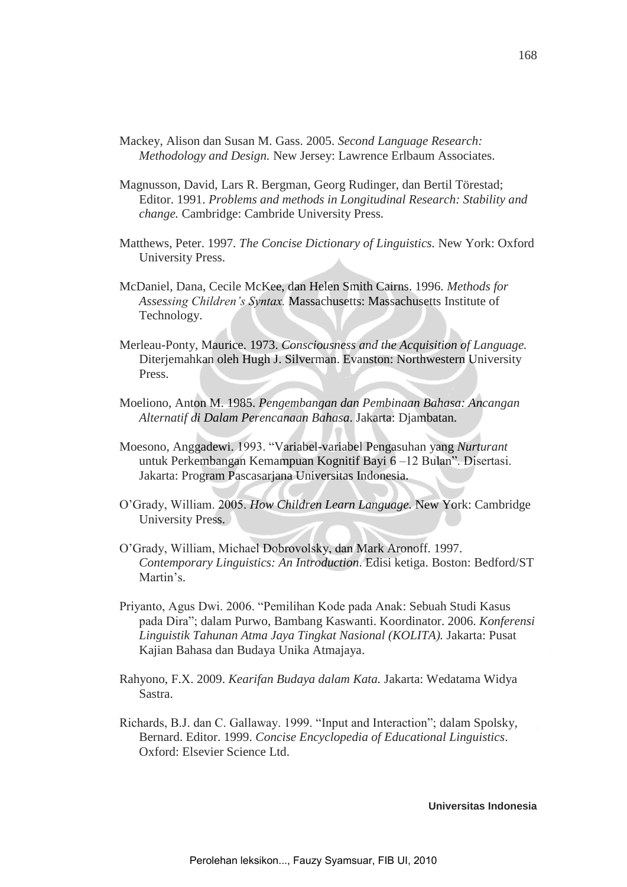Mackey, Alison dan Susan M. Gass. 2005. *Second Language Research: Methodology and Design.* New Jersey: Lawrence Erlbaum Associates.

Magnusson, David, Lars R. Bergman, Georg Rudinger, dan Bertil Törestad; Editor. 1991. *Problems and methods in Longitudinal Research: Stability and change.* Cambridge: Cambride University Press.

Matthews, Peter. 1997. *The Concise Dictionary of Linguistics.* New York: Oxford University Press.

McDaniel, Dana, Cecile McKee, dan Helen Smith Cairns. 1996. *Methods for Assessing Children's Syntax.* Massachusetts: Massachusetts Institute of Technology.

Merleau-Ponty, Maurice. 1973. *Consciousness and the Acquisition of Language.* Diterjemahkan oleh Hugh J. Silverman. Evanston: Northwestern University Press.

Moeliono, Anton M. 1985. *Pengembangan dan Pembinaan Bahasa: Ancangan Alternatif di Dalam Perencanaan Bahasa*. Jakarta: Djambatan.

Moesono, Anggadewi. 1993. "Variabel-variabel Pengasuhan yang *Nurturant* untuk Perkembangan Kemampuan Kognitif Bayi 6 –12 Bulan". Disertasi. Jakarta: Program Pascasarjana Universitas Indonesia.

O'Grady, William. 2005. *How Children Learn Language.* New York: Cambridge University Press.

O'Grady, William, Michael Dobrovolsky, dan Mark Aronoff. 1997. *Contemporary Linguistics: An Introduction*. Edisi ketiga. Boston: Bedford/ST Martin's.

Priyanto, Agus Dwi. 2006. "Pemilihan Kode pada Anak: Sebuah Studi Kasus pada Dira"; dalam Purwo, Bambang Kaswanti. Koordinator. 2006. *Konferensi Linguistik Tahunan Atma Jaya Tingkat Nasional (KOLITA).* Jakarta: Pusat Kajian Bahasa dan Budaya Unika Atmajaya.

Rahyono, F.X. 2009. *Kearifan Budaya dalam Kata.* Jakarta: Wedatama Widya Sastra.

Richards, B.J. dan C. Gallaway. 1999. "Input and Interaction"; dalam Spolsky, Bernard. Editor. 1999. *Concise Encyclopedia of Educational Linguistics*. Oxford: Elsevier Science Ltd.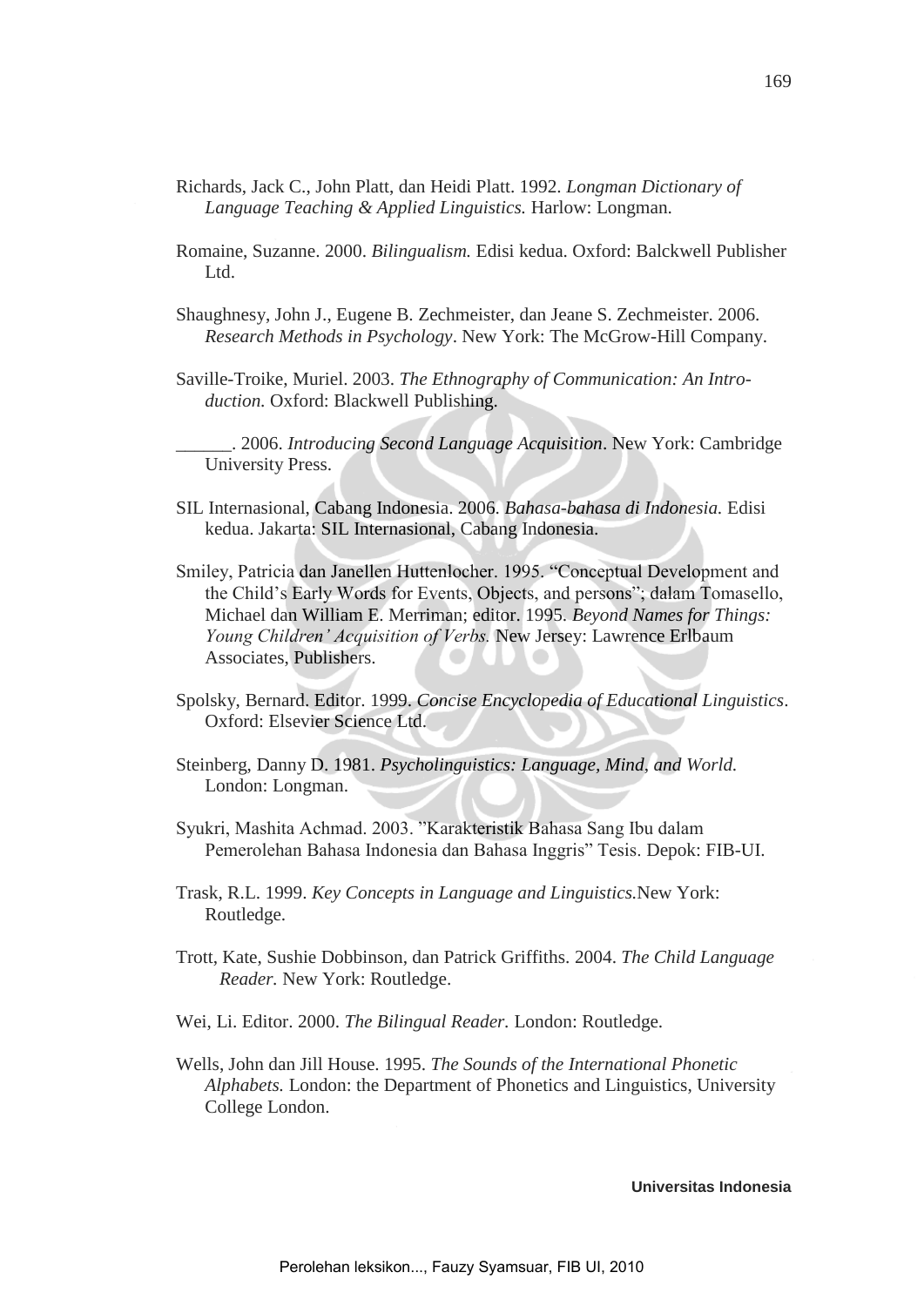Richards, Jack C., John Platt, dan Heidi Platt. 1992. *Longman Dictionary of Language Teaching & Applied Linguistics.* Harlow: Longman.

Romaine, Suzanne. 2000. *Bilingualism.* Edisi kedua. Oxford: Balckwell Publisher Ltd.

Shaughnesy, John J., Eugene B. Zechmeister, dan Jeane S. Zechmeister. 2006. *Research Methods in Psychology*. New York: The McGrow-Hill Company.

Saville-Troike, Muriel. 2003. *The Ethnography of Communication: An Introduction.* Oxford: Blackwell Publishing.

______. 2006. *Introducing Second Language Acquisition*. New York: Cambridge University Press.

SIL Internasional, Cabang Indonesia. 2006. *Bahasa-bahasa di Indonesia.* Edisi kedua. Jakarta: SIL Internasional, Cabang Indonesia.

Smiley, Patricia dan Janellen Huttenlocher. 1995. "Conceptual Development and the Child's Early Words for Events, Objects, and persons"; dalam Tomasello, Michael dan William E. Merriman; editor. 1995. *Beyond Names for Things: Young Children' Acquisition of Verbs.* New Jersey: Lawrence Erlbaum Associates, Publishers.

Spolsky, Bernard. Editor. 1999. *Concise Encyclopedia of Educational Linguistics*. Oxford: Elsevier Science Ltd.

Steinberg, Danny D. 1981. *Psycholinguistics: Language, Mind, and World.* London: Longman.

Syukri, Mashita Achmad. 2003. "Karakteristik Bahasa Sang Ibu dalam Pemerolehan Bahasa Indonesia dan Bahasa Inggris" Tesis. Depok: FIB-UI.

Trask, R.L. 1999. *Key Concepts in Language and Linguistics.*New York: Routledge.

Trott, Kate, Sushie Dobbinson, dan Patrick Griffiths. 2004. *The Child Language Reader.* New York: Routledge.

Wei, Li. Editor. 2000. *The Bilingual Reader.* London: Routledge.

Wells, John dan Jill House. 1995. *The Sounds of the International Phonetic Alphabets.* London: the Department of Phonetics and Linguistics, University College London.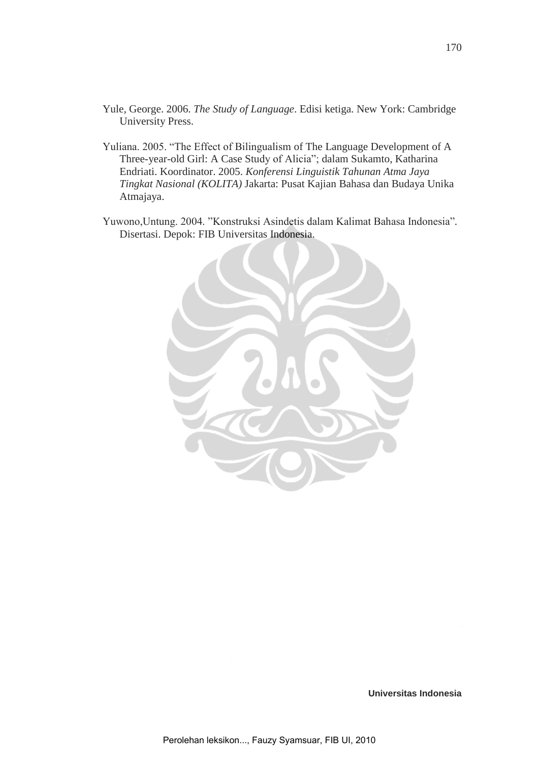Yule, George. 2006. *The Study of Language*. Edisi ketiga. New York: Cambridge University Press.

Yuliana. 2005. “The Effect of Bilingualism of The Language Development of A Three-year-old Girl: A Case Study of Alicia”; dalam Sukamto, Katharina Endriati. Koordinator. 2005. *Konferensi Linguistik Tahunan Atma Jaya Tingkat Nasional (KOLITA)* Jakarta: Pusat Kajian Bahasa dan Budaya Unika Atmajaya.

Yuwono,Untung. 2004. ”Konstruksi Asindetis dalam Kalimat Bahasa Indonesia”. Disertasi. Depok: FIB Universitas Indonesia.